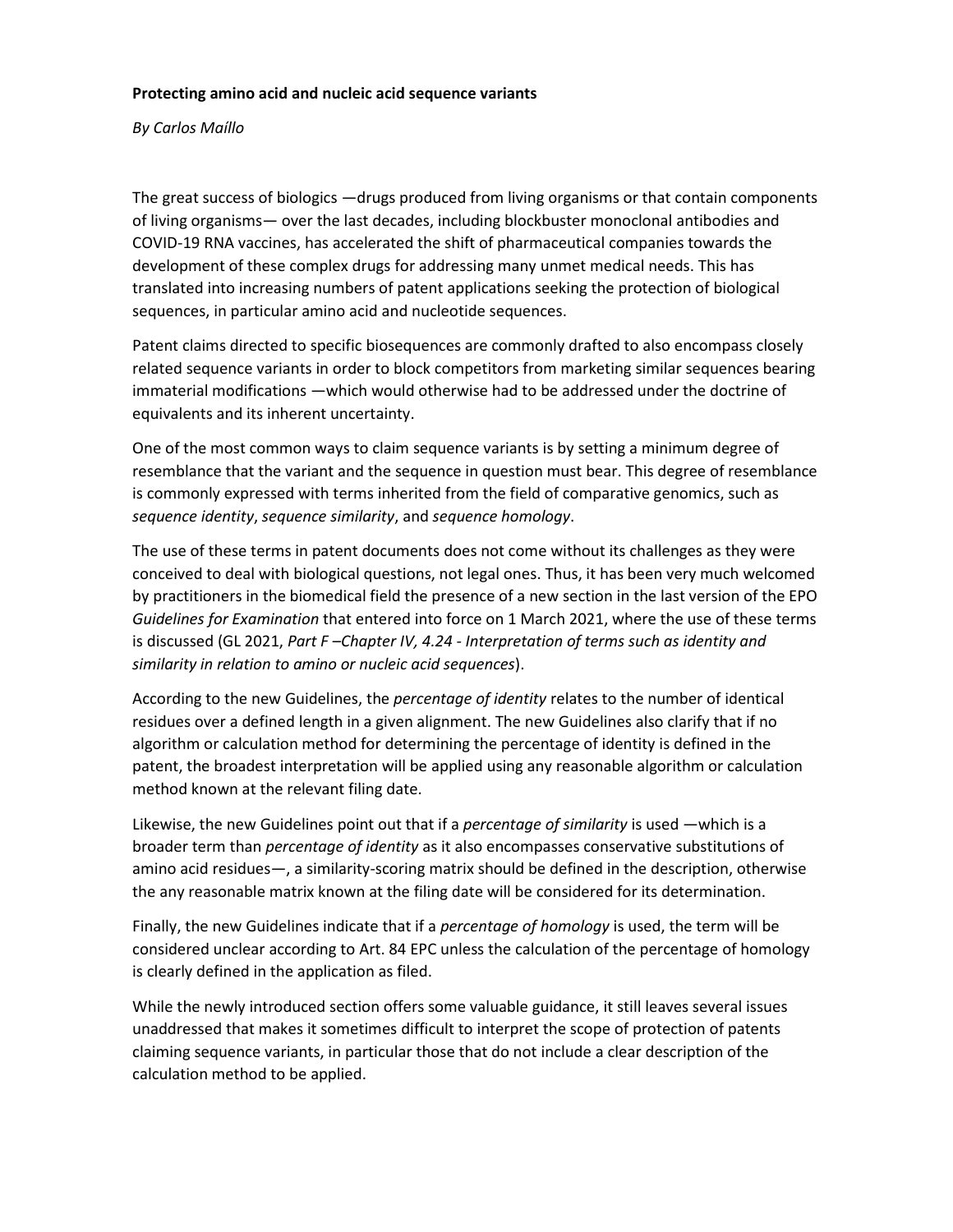**Protecting amino acid and nucleic acid sequence variants**

*By Carlos Maíllo*

The great success of biologics —drugs produced from living organisms or that contain components of living organisms— over the last decades, including blockbuster monoclonal antibodies and COVID-19 RNA vaccines, has accelerated the shift of pharmaceutical companies towards the development of these complex drugs for addressing many unmet medical needs. This has translated into increasing numbers of patent applications seeking the protection of biological sequences, in particular amino acid and nucleotide sequences.

Patent claims directed to specific biosequences are commonly drafted to also encompass closely related sequence variants in order to block competitors from marketing similar sequences bearing immaterial modifications —which would otherwise had to be addressed under the doctrine of equivalents and its inherent uncertainty.

One of the most common ways to claim sequence variants is by setting a minimum degree of resemblance that the variant and the sequence in question must bear. This degree of resemblance is commonly expressed with terms inherited from the field of comparative genomics, such as *sequence identity*, *sequence similarity*, and *sequence homology*.

The use of these terms in patent documents does not come without its challenges as they were conceived to deal with biological questions, not legal ones. Thus, it has been very much welcomed by practitioners in the biomedical field the presence of a new section in the last version of the EPO *Guidelines for Examination* that entered into force on 1 March 2021, where the use of these terms is discussed (GL 2021, *Part F –Chapter IV, 4.24 - Interpretation of terms such as identity and similarity in relation to amino or nucleic acid sequences*).

According to the new Guidelines, the *percentage of identity* relates to the number of identical residues over a defined length in a given alignment. The new Guidelines also clarify that if no algorithm or calculation method for determining the percentage of identity is defined in the patent, the broadest interpretation will be applied using any reasonable algorithm or calculation method known at the relevant filing date.

Likewise, the new Guidelines point out that if a *percentage of similarity* is used —which is a broader term than *percentage of identity* as it also encompasses conservative substitutions of amino acid residues—, a similarity-scoring matrix should be defined in the description, otherwise the any reasonable matrix known at the filing date will be considered for its determination.

Finally, the new Guidelines indicate that if a *percentage of homology* is used, the term will be considered unclear according to Art. 84 EPC unless the calculation of the percentage of homology is clearly defined in the application as filed.

While the newly introduced section offers some valuable guidance, it still leaves several issues unaddressed that makes it sometimes difficult to interpret the scope of protection of patents claiming sequence variants, in particular those that do not include a clear description of the calculation method to be applied.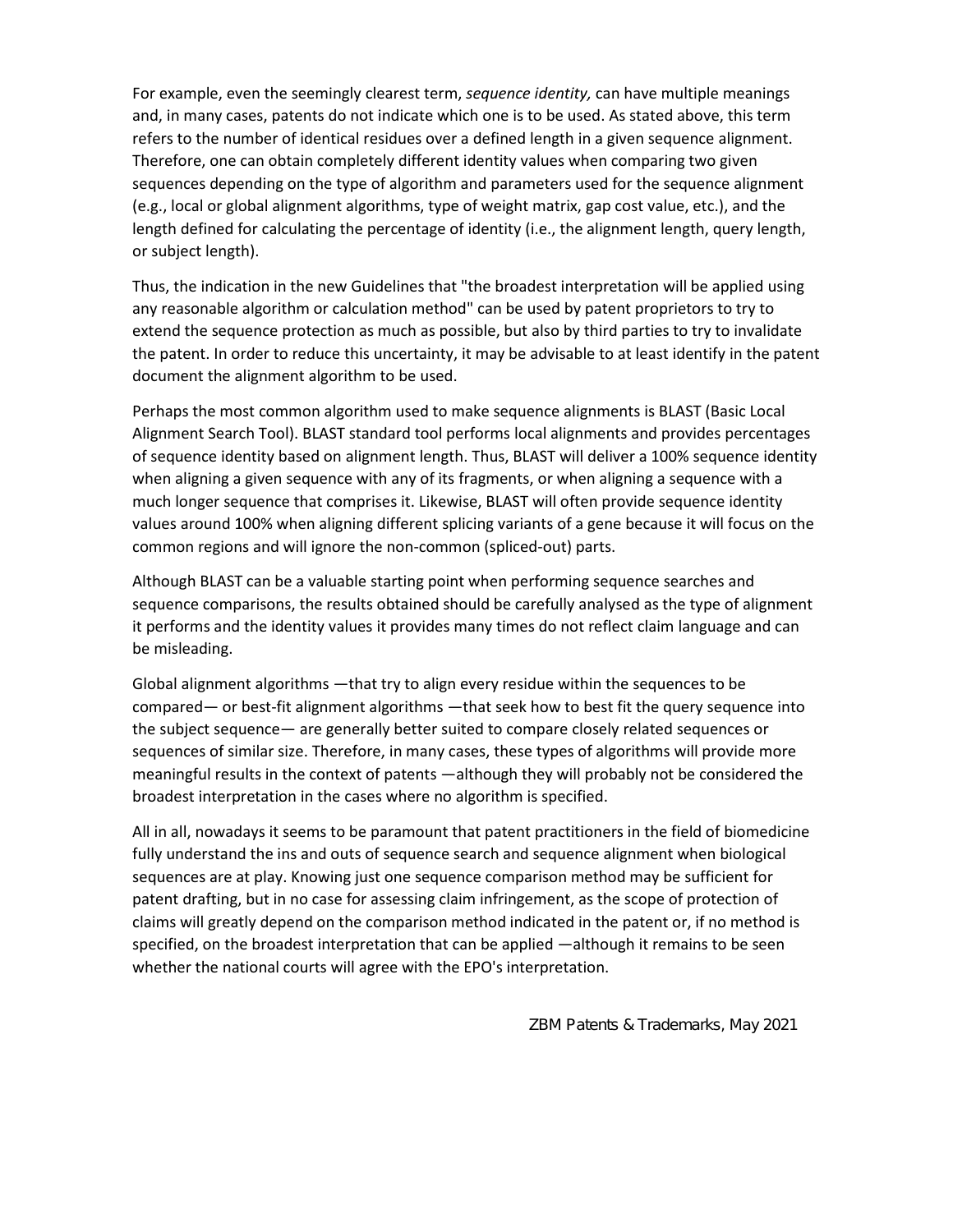For example, even the seemingly clearest term, *sequence identity,* can have multiple meanings and, in many cases, patents do not indicate which one is to be used. As stated above, this term refers to the number of identical residues over a defined length in a given sequence alignment. Therefore, one can obtain completely different identity values when comparing two given sequences depending on the type of algorithm and parameters used for the sequence alignment (e.g., local or global alignment algorithms, type of weight matrix, gap cost value, etc.), and the length defined for calculating the percentage of identity (i.e., the alignment length, query length, or subject length).

Thus, the indication in the new Guidelines that "the broadest interpretation will be applied using any reasonable algorithm or calculation method" can be used by patent proprietors to try to extend the sequence protection as much as possible, but also by third parties to try to invalidate the patent. In order to reduce this uncertainty, it may be advisable to at least identify in the patent document the alignment algorithm to be used.

Perhaps the most common algorithm used to make sequence alignments is BLAST (Basic Local Alignment Search Tool). BLAST standard tool performs local alignments and provides percentages of sequence identity based on alignment length. Thus, BLAST will deliver a 100% sequence identity when aligning a given sequence with any of its fragments, or when aligning a sequence with a much longer sequence that comprises it. Likewise, BLAST will often provide sequence identity values around 100% when aligning different splicing variants of a gene because it will focus on the common regions and will ignore the non-common (spliced-out) parts.

Although BLAST can be a valuable starting point when performing sequence searches and sequence comparisons, the results obtained should be carefully analysed as the type of alignment it performs and the identity values it provides many times do not reflect claim language and can be misleading.

Global alignment algorithms —that try to align every residue within the sequences to be compared— or best-fit alignment algorithms —that seek how to best fit the query sequence into the subject sequence— are generally better suited to compare closely related sequences or sequences of similar size. Therefore, in many cases, these types of algorithms will provide more meaningful results in the context of patents —although they will probably not be considered the broadest interpretation in the cases where no algorithm is specified.

All in all, nowadays it seems to be paramount that patent practitioners in the field of biomedicine fully understand the ins and outs of sequence search and sequence alignment when biological sequences are at play. Knowing just one sequence comparison method may be sufficient for patent drafting, but in no case for assessing claim infringement, as the scope of protection of claims will greatly depend on the comparison method indicated in the patent or, if no method is specified, on the broadest interpretation that can be applied —although it remains to be seen whether the national courts will agree with the EPO's interpretation.

ZBM Patents & Trademarks, May 2021